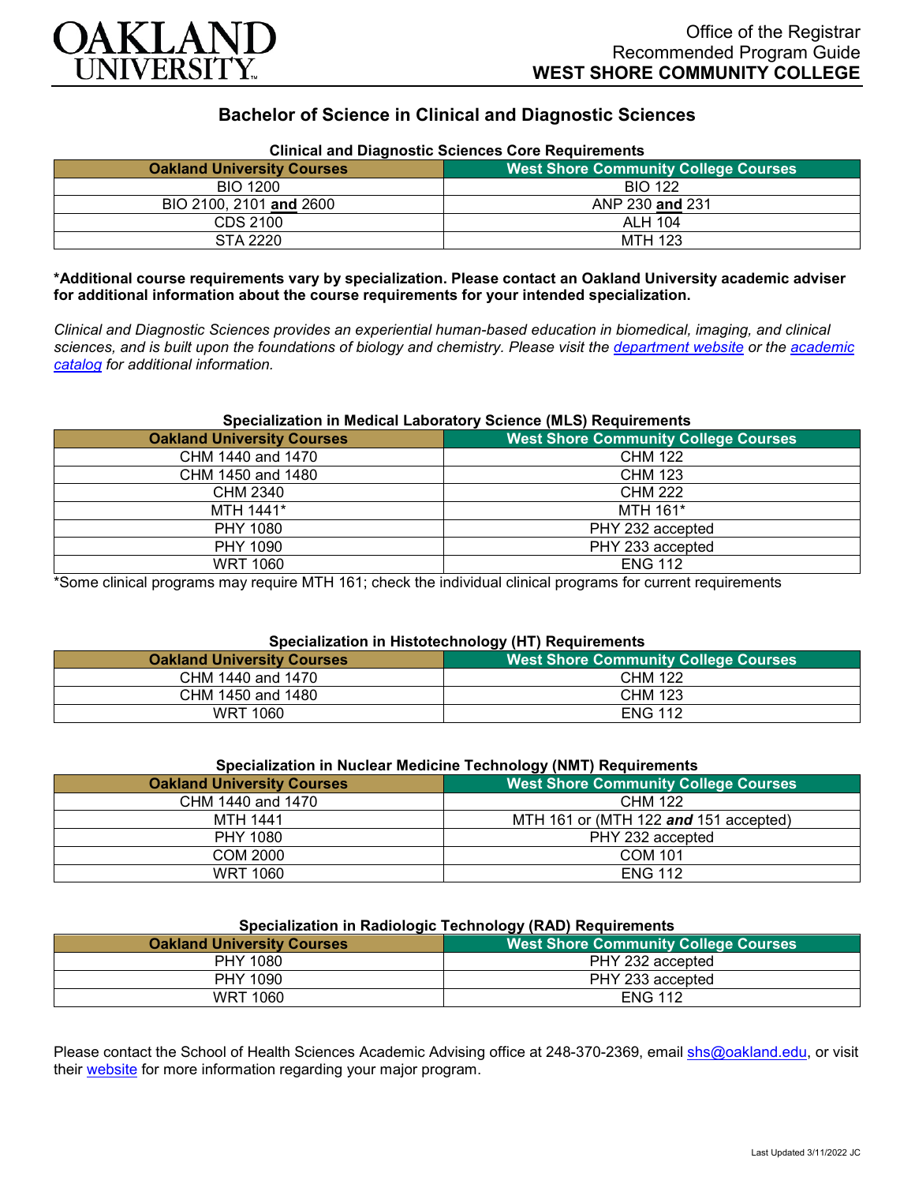Office of the Registrar
Recommended Program Guide
**WEST SHORE COMMUNITY COLLEGE**

# Bachelor of Science in Clinical and Diagnostic Sciences

### Clinical and Diagnostic Sciences Core Requirements

| Oakland University Courses | West Shore Community College Courses |
|---|---|
| BIO 1200 | BIO 122 |
| BIO 2100, 2101 **and** 2600 | ANP 230 **and** 231 |
| CDS 2100 | ALH 104 |
| STA 2220 | MTH 123 |

**\*Additional course requirements vary by specialization. Please contact an Oakland University academic adviser for additional information about the course requirements for your intended specialization.**

*Clinical and Diagnostic Sciences provides an experiential human-based education in biomedical, imaging, and clinical sciences, and is built upon the foundations of biology and chemistry. Please visit the department website or the academic catalog for additional information.*

### Specialization in Medical Laboratory Science (MLS) Requirements

| Oakland University Courses | West Shore Community College Courses |
|---|---|
| CHM 1440 and 1470 | CHM 122 |
| CHM 1450 and 1480 | CHM 123 |
| CHM 2340 | CHM 222 |
| MTH 1441* | MTH 161* |
| PHY 1080 | PHY 232 accepted |
| PHY 1090 | PHY 233 accepted |
| WRT 1060 | ENG 112 |

*Some clinical programs may require MTH 161; check the individual clinical programs for current requirements

### Specialization in Histotechnology (HT) Requirements

| Oakland University Courses | West Shore Community College Courses |
|---|---|
| CHM 1440 and 1470 | CHM 122 |
| CHM 1450 and 1480 | CHM 123 |
| WRT 1060 | ENG 112 |

### Specialization in Nuclear Medicine Technology (NMT) Requirements

| Oakland University Courses | West Shore Community College Courses |
|---|---|
| CHM 1440 and 1470 | CHM 122 |
| MTH 1441 | MTH 161 or (MTH 122 ***and*** 151 accepted) |
| PHY 1080 | PHY 232 accepted |
| COM 2000 | COM 101 |
| WRT 1060 | ENG 112 |

### Specialization in Radiologic Technology (RAD) Requirements

| Oakland University Courses | West Shore Community College Courses |
|---|---|
| PHY 1080 | PHY 232 accepted |
| PHY 1090 | PHY 233 accepted |
| WRT 1060 | ENG 112 |

Please contact the School of Health Sciences Academic Advising office at 248-370-2369, email shs@oakland.edu, or visit their website for more information regarding your major program.

Last Updated 3/11/2022 JC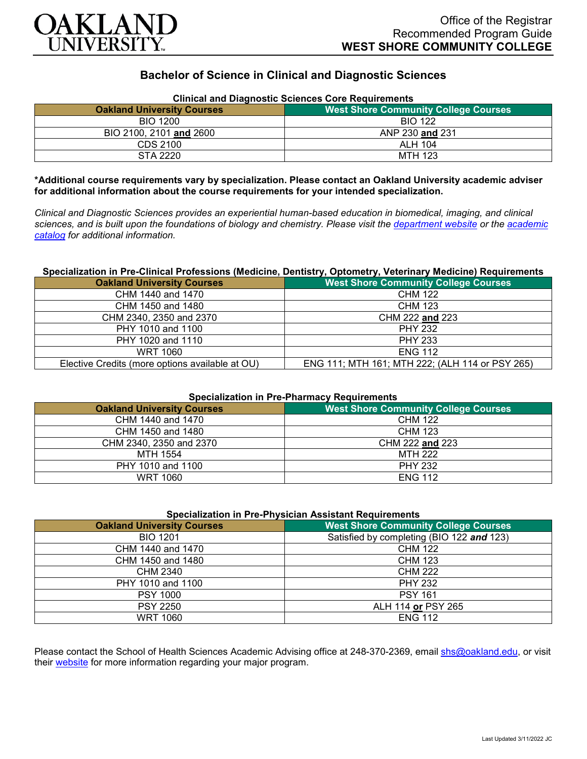# Bachelor of Science in Clinical and Diagnostic Sciences

### Clinical and Diagnostic Sciences Core Requirements

| Oakland University Courses | West Shore Community College Courses |
|---|---|
| BIO 1200 | BIO 122 |
| BIO 2100, 2101 **and** 2600 | ANP 230 **and** 231 |
| CDS 2100 | ALH 104 |
| STA 2220 | MTH 123 |

**\*Additional course requirements vary by specialization. Please contact an Oakland University academic adviser for additional information about the course requirements for your intended specialization.**

*Clinical and Diagnostic Sciences provides an experiential human-based education in biomedical, imaging, and clinical sciences, and is built upon the foundations of biology and chemistry. Please visit the department website or the academic catalog for additional information.*

### Specialization in Pre-Clinical Professions (Medicine, Dentistry, Optometry, Veterinary Medicine) Requirements

| Oakland University Courses | West Shore Community College Courses |
|---|---|
| CHM 1440 and 1470 | CHM 122 |
| CHM 1450 and 1480 | CHM 123 |
| CHM 2340, 2350 and 2370 | CHM 222 **and** 223 |
| PHY 1010 and 1100 | PHY 232 |
| PHY 1020 and 1110 | PHY 233 |
| WRT 1060 | ENG 112 |
| Elective Credits (more options available at OU) | ENG 111; MTH 161; MTH 222; (ALH 114 or PSY 265) |

### Specialization in Pre-Pharmacy Requirements

| Oakland University Courses | West Shore Community College Courses |
|---|---|
| CHM 1440 and 1470 | CHM 122 |
| CHM 1450 and 1480 | CHM 123 |
| CHM 2340, 2350 and 2370 | CHM 222 **and** 223 |
| MTH 1554 | MTH 222 |
| PHY 1010 and 1100 | PHY 232 |
| WRT 1060 | ENG 112 |

### Specialization in Pre-Physician Assistant Requirements

| Oakland University Courses | West Shore Community College Courses |
|---|---|
| BIO 1201 | Satisfied by completing (BIO 122 ***and*** 123) |
| CHM 1440 and 1470 | CHM 122 |
| CHM 1450 and 1480 | CHM 123 |
| CHM 2340 | CHM 222 |
| PHY 1010 and 1100 | PHY 232 |
| PSY 1000 | PSY 161 |
| PSY 2250 | ALH 114 **or** PSY 265 |
| WRT 1060 | ENG 112 |

Please contact the School of Health Sciences Academic Advising office at 248-370-2369, email shs@oakland.edu, or visit their website for more information regarding your major program.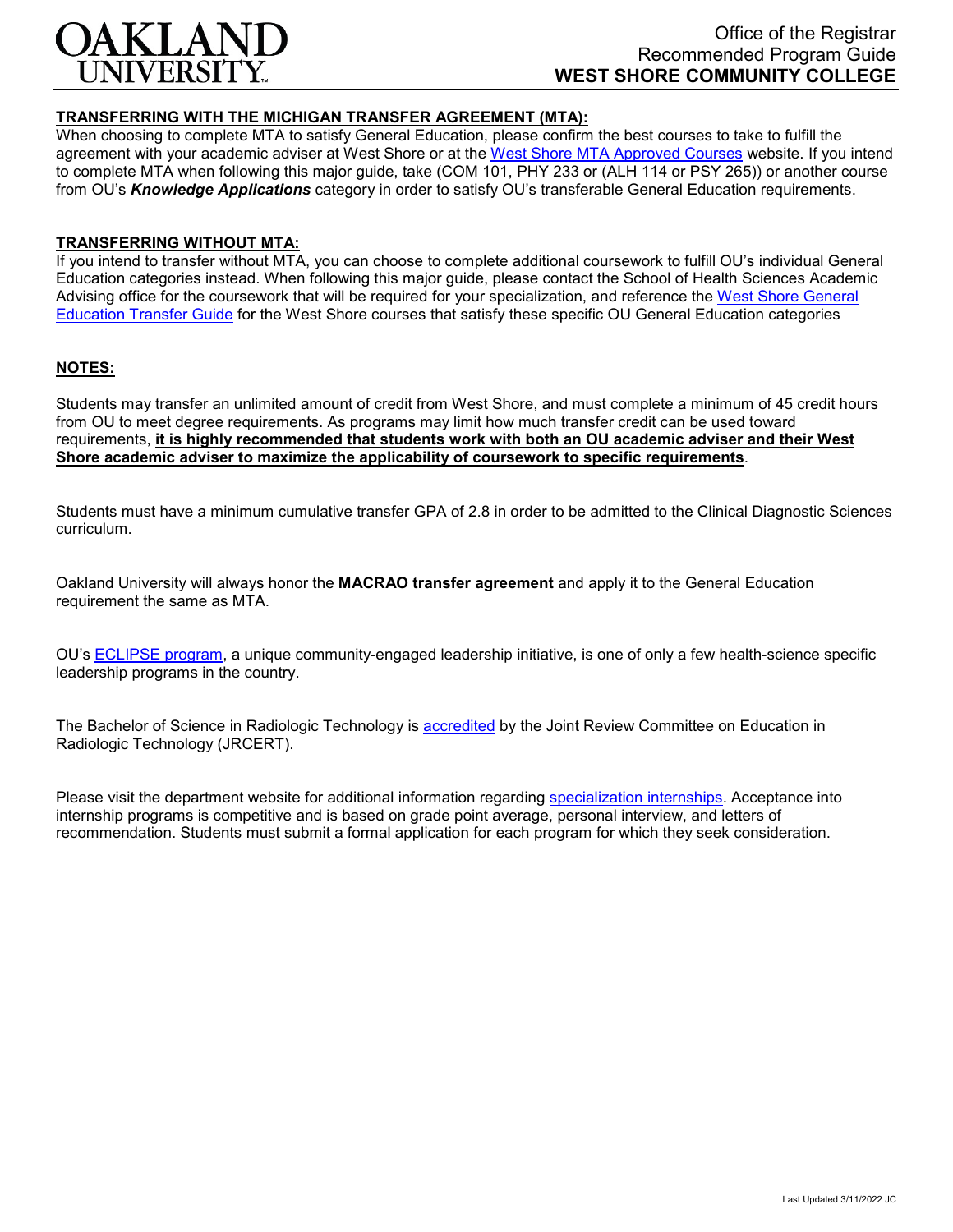**TRANSFERRING WITH THE MICHIGAN TRANSFER AGREEMENT (MTA):**

When choosing to complete MTA to satisfy General Education, please confirm the best courses to take to fulfill the agreement with your academic adviser at West Shore or at the West Shore MTA Approved Courses website. If you intend to complete MTA when following this major guide, take (COM 101, PHY 233 or (ALH 114 or PSY 265)) or another course from OU's ***Knowledge Applications*** category in order to satisfy OU's transferable General Education requirements.

**TRANSFERRING WITHOUT MTA:**

If you intend to transfer without MTA, you can choose to complete additional coursework to fulfill OU's individual General Education categories instead. When following this major guide, please contact the School of Health Sciences Academic Advising office for the coursework that will be required for your specialization, and reference the West Shore General Education Transfer Guide for the West Shore courses that satisfy these specific OU General Education categories

**NOTES:**

Students may transfer an unlimited amount of credit from West Shore, and must complete a minimum of 45 credit hours from OU to meet degree requirements. As programs may limit how much transfer credit can be used toward requirements, **it is highly recommended that students work with both an OU academic adviser and their West Shore academic adviser to maximize the applicability of coursework to specific requirements**.

Students must have a minimum cumulative transfer GPA of 2.8 in order to be admitted to the Clinical Diagnostic Sciences curriculum.

Oakland University will always honor the **MACRAO transfer agreement** and apply it to the General Education requirement the same as MTA.

OU's ECLIPSE program, a unique community-engaged leadership initiative, is one of only a few health-science specific leadership programs in the country.

The Bachelor of Science in Radiologic Technology is accredited by the Joint Review Committee on Education in Radiologic Technology (JRCERT).

Please visit the department website for additional information regarding specialization internships. Acceptance into internship programs is competitive and is based on grade point average, personal interview, and letters of recommendation. Students must submit a formal application for each program for which they seek consideration.

Last Updated 3/11/2022 JC